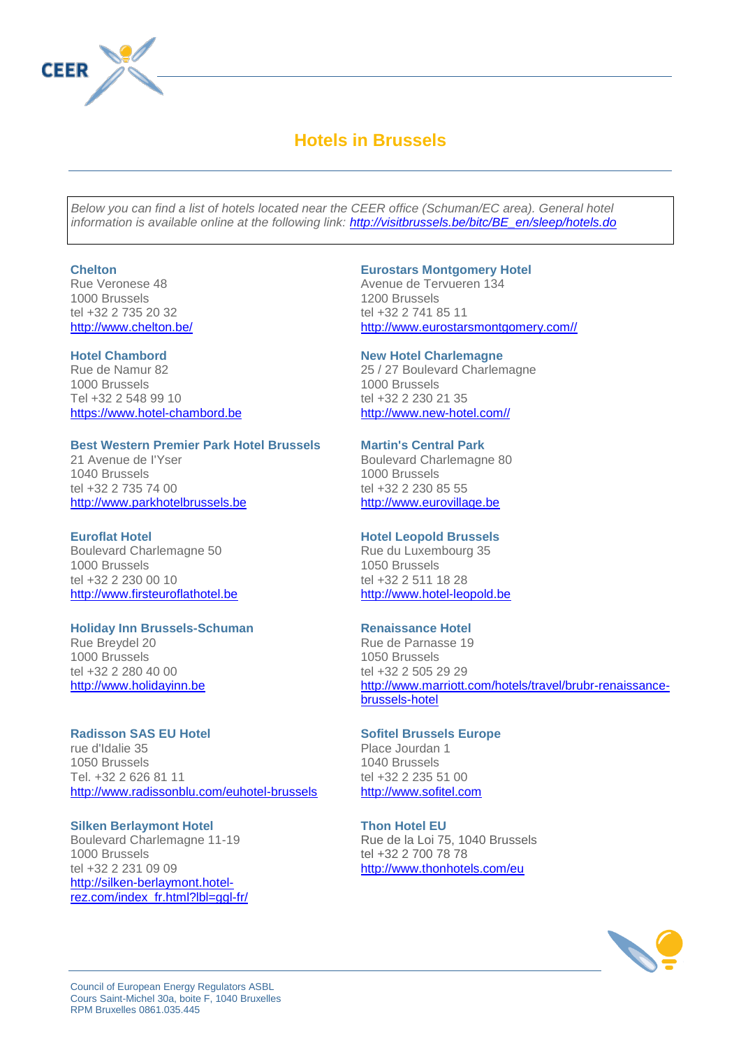# Hotels in Brussels

*Below you can find a list of hotels located near the CEER office (Schuman/EC area). General hotel information is available online at the following link: http://visitbrussels.be/bitc/BE_en/sleep/hotels.do*

**Chelton**
Rue Veronese 48
1000 Brussels
tel +32 2 735 20 32
http://www.chelton.be/

**Hotel Chambord**
Rue de Namur 82
1000 Brussels
Tel +32 2 548 99 10
https://www.hotel-chambord.be

**Best Western Premier Park Hotel Brussels**
21 Avenue de l'Yser
1040 Brussels
tel +32 2 735 74 00
http://www.parkhotelbrussels.be

**Euroflat Hotel**
Boulevard Charlemagne 50
1000 Brussels
tel +32 2 230 00 10
http://www.firsteuroflathotel.be

**Holiday Inn Brussels-Schuman**
Rue Breydel 20
1000 Brussels
tel +32 2 280 40 00
http://www.holidayinn.be

**Radisson SAS EU Hotel**
rue d'Idalie 35
1050 Brussels
Tel. +32 2 626 81 11
http://www.radissonblu.com/euhotel-brussels

**Silken Berlaymont Hotel**
Boulevard Charlemagne 11-19
1000 Brussels
tel +32 2 231 09 09
http://silken-berlaymont.hotel-rez.com/index_fr.html?lbl=ggl-fr/

**Eurostars Montgomery Hotel**
Avenue de Tervueren 134
1200 Brussels
tel +32 2 741 85 11
http://www.eurostarsmontgomery.com//

**New Hotel Charlemagne**
25 / 27 Boulevard Charlemagne
1000 Brussels
tel +32 2 230 21 35
http://www.new-hotel.com//

**Martin's Central Park**
Boulevard Charlemagne 80
1000 Brussels
tel +32 2 230 85 55
http://www.eurovillage.be

**Hotel Leopold Brussels**
Rue du Luxembourg 35
1050 Brussels
tel +32 2 511 18 28
http://www.hotel-leopold.be

**Renaissance Hotel**
Rue de Parnasse 19
1050 Brussels
tel +32 2 505 29 29
http://www.marriott.com/hotels/travel/brubr-renaissance-brussels-hotel

**Sofitel Brussels Europe**
Place Jourdan 1
1040 Brussels
tel +32 2 235 51 00
http://www.sofitel.com

**Thon Hotel EU**
Rue de la Loi 75, 1040 Brussels
tel +32 2 700 78 78
http://www.thonhotels.com/eu

Council of European Energy Regulators ASBL
Cours Saint-Michel 30a, boite F, 1040 Bruxelles
RPM Bruxelles 0861.035.445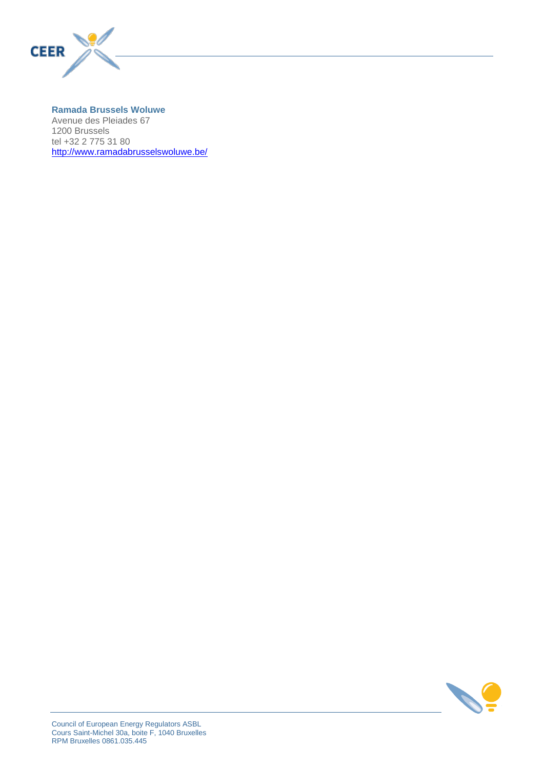**Ramada Brussels Woluwe**
Avenue des Pleiades 67
1200 Brussels
tel +32 2 775 31 80
http://www.ramadabrusselswoluwe.be/